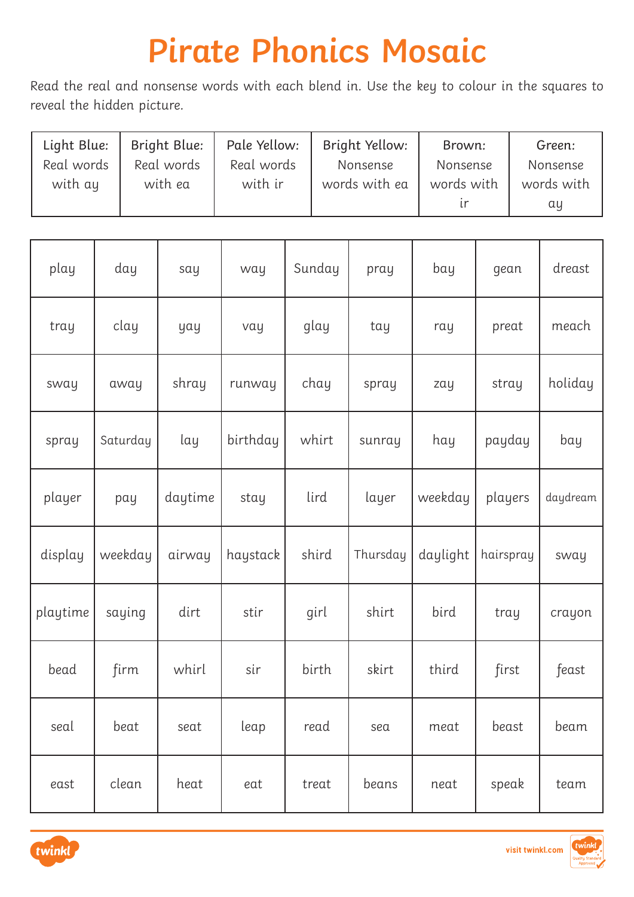# Pirate Phonics Mosaic

Read the real and nonsense words with each blend in. Use the key to colour in the squares to reveal the hidden picture.

| Light Blue: Real words with ay | Bright Blue: Real words with ea | Pale Yellow: Real words with ir | Bright Yellow: Nonsense words with ea | Brown: Nonsense words with ir | Green: Nonsense words with ay |
|---|---|---|---|---|---|

| | | | | | | | | |
|---|---|---|---|---|---|---|---|---|
| play | day | say | way | Sunday | pray | bay | gean | dreast |
| tray | clay | yay | vay | glay | tay | ray | preat | meach |
| sway | away | shray | runway | chay | spray | zay | stray | holiday |
| spray | Saturday | lay | birthday | whirt | sunray | hay | payday | bay |
| player | pay | daytime | stay | lird | layer | weekday | players | daydream |
| display | weekday | airway | haystack | shird | Thursday | daylight | hairspray | sway |
| playtime | saying | dirt | stir | girl | shirt | bird | tray | crayon |
| bead | firm | whirl | sir | birth | skirt | third | first | feast |
| seal | beat | seat | leap | read | sea | meat | beast | beam |
| east | clean | heat | eat | treat | beans | neat | speak | team |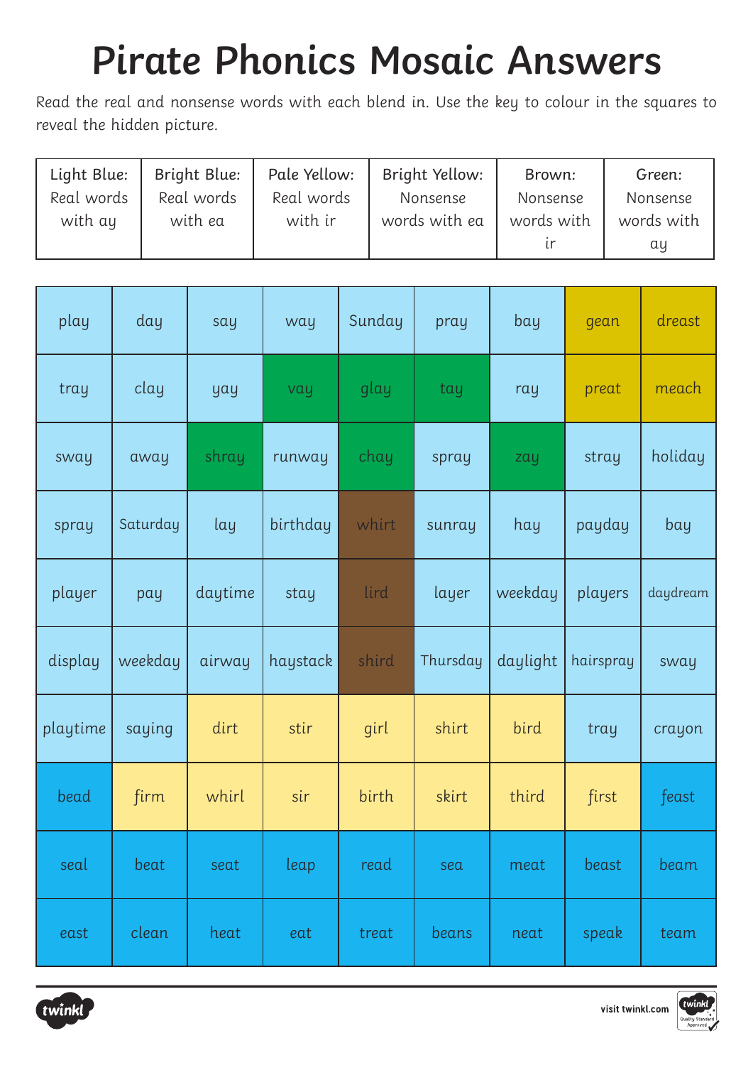# Pirate Phonics Mosaic Answers

Read the real and nonsense words with each blend in. Use the key to colour in the squares to reveal the hidden picture.

| Light Blue: Real words with ay | Bright Blue: Real words with ea | Pale Yellow: Real words with ir | Bright Yellow: Nonsense words with ea | Brown: Nonsense words with ir | Green: Nonsense words with ay |
|---|---|---|---|---|---|

| | | | | | | | | |
|---|---|---|---|---|---|---|---|---|
| play | day | say | way | Sunday | pray | bay | gean | dreast |
| tray | clay | yay | vay | glay | tay | ray | preat | meach |
| sway | away | shray | runway | chay | spray | zay | stray | holiday |
| spray | Saturday | lay | birthday | whirt | sunray | hay | payday | bay |
| player | pay | daytime | stay | lird | layer | weekday | players | daydream |
| display | weekday | airway | haystack | shird | Thursday | daylight | hairspray | sway |
| playtime | saying | dirt | stir | girl | shirt | bird | tray | crayon |
| bead | firm | whirl | sir | birth | skirt | third | first | feast |
| seal | beat | seat | leap | read | sea | meat | beast | beam |
| east | clean | heat | eat | treat | beans | neat | speak | team |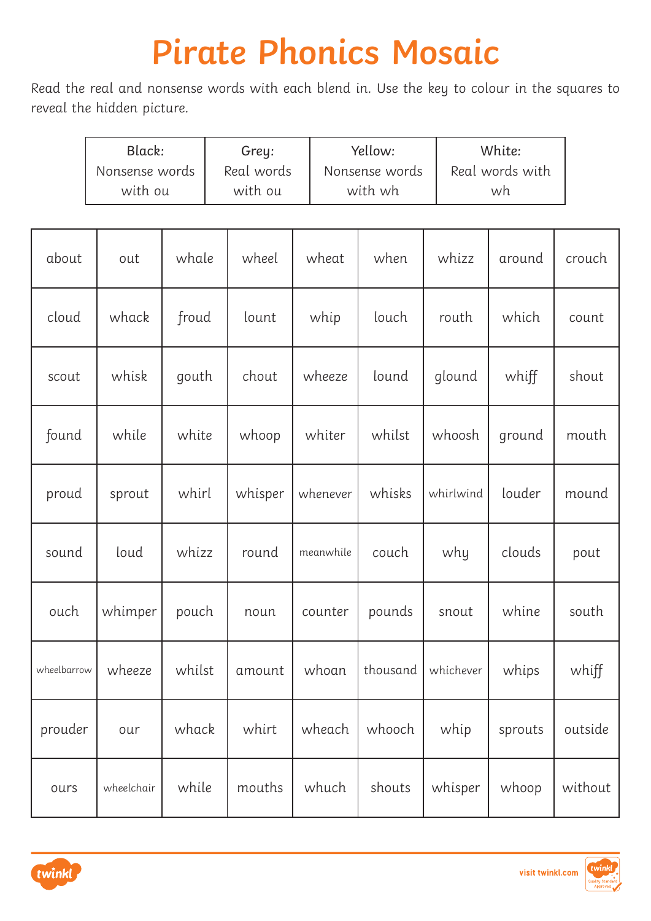# Pirate Phonics Mosaic

Read the real and nonsense words with each blend in. Use the key to colour in the squares to reveal the hidden picture.

| Black: Nonsense words with ou | Grey: Real words with ou | Yellow: Nonsense words with wh | White: Real words with wh |
|---|---|---|---|

| | | | | | | | | |
|---|---|---|---|---|---|---|---|---|
| about | out | whale | wheel | wheat | when | whizz | around | crouch |
| cloud | whack | froud | lount | whip | louch | routh | which | count |
| scout | whisk | gouth | chout | wheeze | lound | glound | whiff | shout |
| found | while | white | whoop | whiter | whilst | whoosh | ground | mouth |
| proud | sprout | whirl | whisper | whenever | whisks | whirlwind | louder | mound |
| sound | loud | whizz | round | meanwhile | couch | why | clouds | pout |
| ouch | whimper | pouch | noun | counter | pounds | snout | whine | south |
| wheelbarrow | wheeze | whilst | amount | whoan | thousand | whichever | whips | whiff |
| prouder | our | whack | whirt | wheach | whooch | whip | sprouts | outside |
| ours | wheelchair | while | mouths | whuch | shouts | whisper | whoop | without |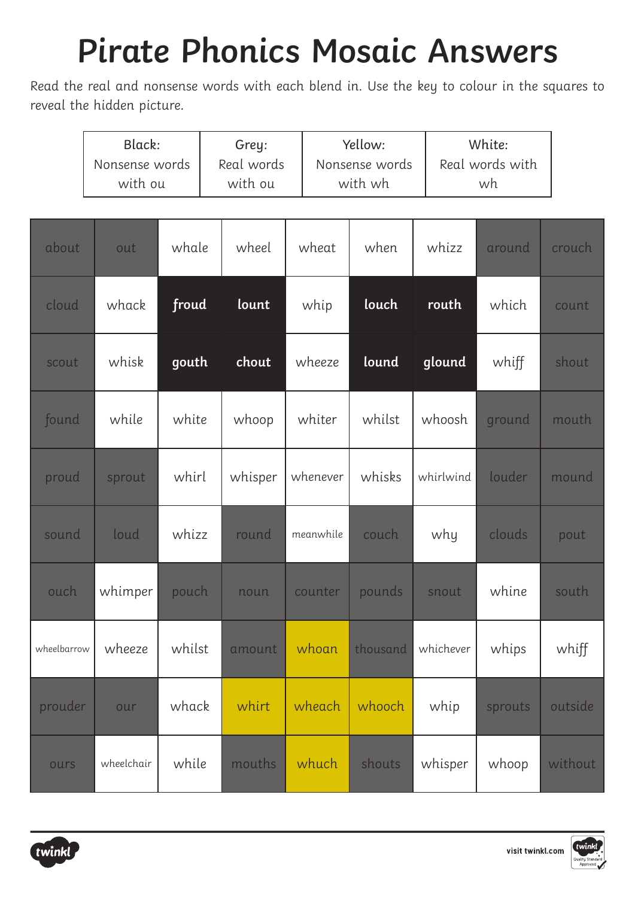# Pirate Phonics Mosaic Answers

Read the real and nonsense words with each blend in. Use the key to colour in the squares to reveal the hidden picture.

| Black: Nonsense words with ou | Grey: Real words with ou | Yellow: Nonsense words with wh | White: Real words with wh |
|---|---|---|---|

| | | | | | | | | |
|---|---|---|---|---|---|---|---|---|
| about | out | whale | wheel | wheat | when | whizz | around | crouch |
| cloud | whack | **froud** | **lount** | whip | **louch** | **routh** | which | count |
| scout | whisk | **gouth** | **chout** | wheeze | **lound** | **glound** | whiff | shout |
| found | while | white | whoop | whiter | whilst | whoosh | ground | mouth |
| proud | sprout | whirl | whisper | whenever | whisks | whirlwind | louder | mound |
| sound | loud | whizz | round | meanwhile | couch | why | clouds | pout |
| ouch | whimper | pouch | noun | counter | pounds | snout | whine | south |
| wheelbarrow | wheeze | whilst | amount | whoan | thousand | whichever | whips | whiff |
| prouder | our | whack | whirt | wheach | whooch | whip | sprouts | outside |
| ours | wheelchair | while | mouths | whuch | shouts | whisper | whoop | without |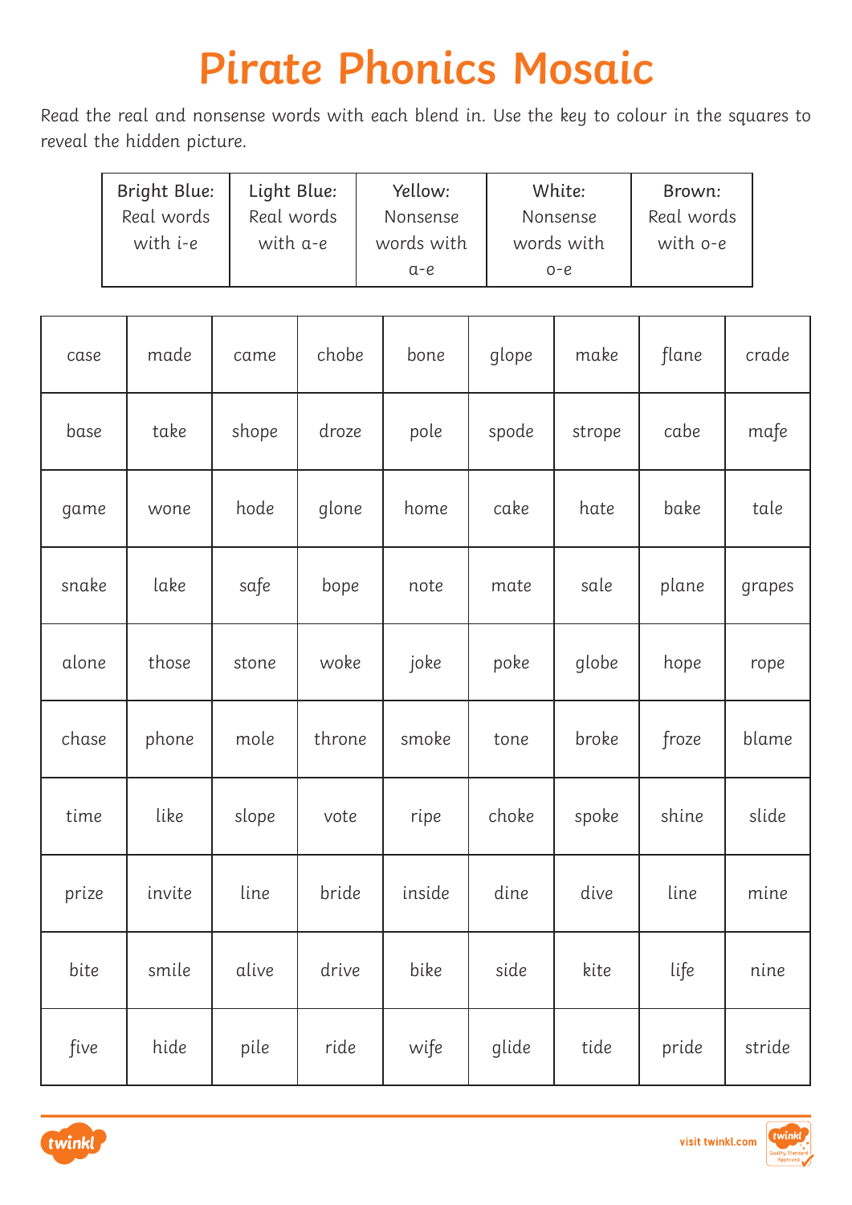# Pirate Phonics Mosaic

Read the real and nonsense words with each blend in. Use the key to colour in the squares to reveal the hidden picture.

| Bright Blue: Real words with i-e | Light Blue: Real words with a-e | Yellow: Nonsense words with a-e | White: Nonsense words with o-e | Brown: Real words with o-e |
|---|---|---|---|---|

| | | | | | | | | |
|---|---|---|---|---|---|---|---|---|
| case | made | came | chobe | bone | glope | make | flane | crade |
| base | take | shope | droze | pole | spode | strope | cabe | mafe |
| game | wone | hode | glone | home | cake | hate | bake | tale |
| snake | lake | safe | bope | note | mate | sale | plane | grapes |
| alone | those | stone | woke | joke | poke | globe | hope | rope |
| chase | phone | mole | throne | smoke | tone | broke | froze | blame |
| time | like | slope | vote | ripe | choke | spoke | shine | slide |
| prize | invite | line | bride | inside | dine | dive | line | mine |
| bite | smile | alive | drive | bike | side | kite | life | nine |
| five | hide | pile | ride | wife | glide | tide | pride | stride |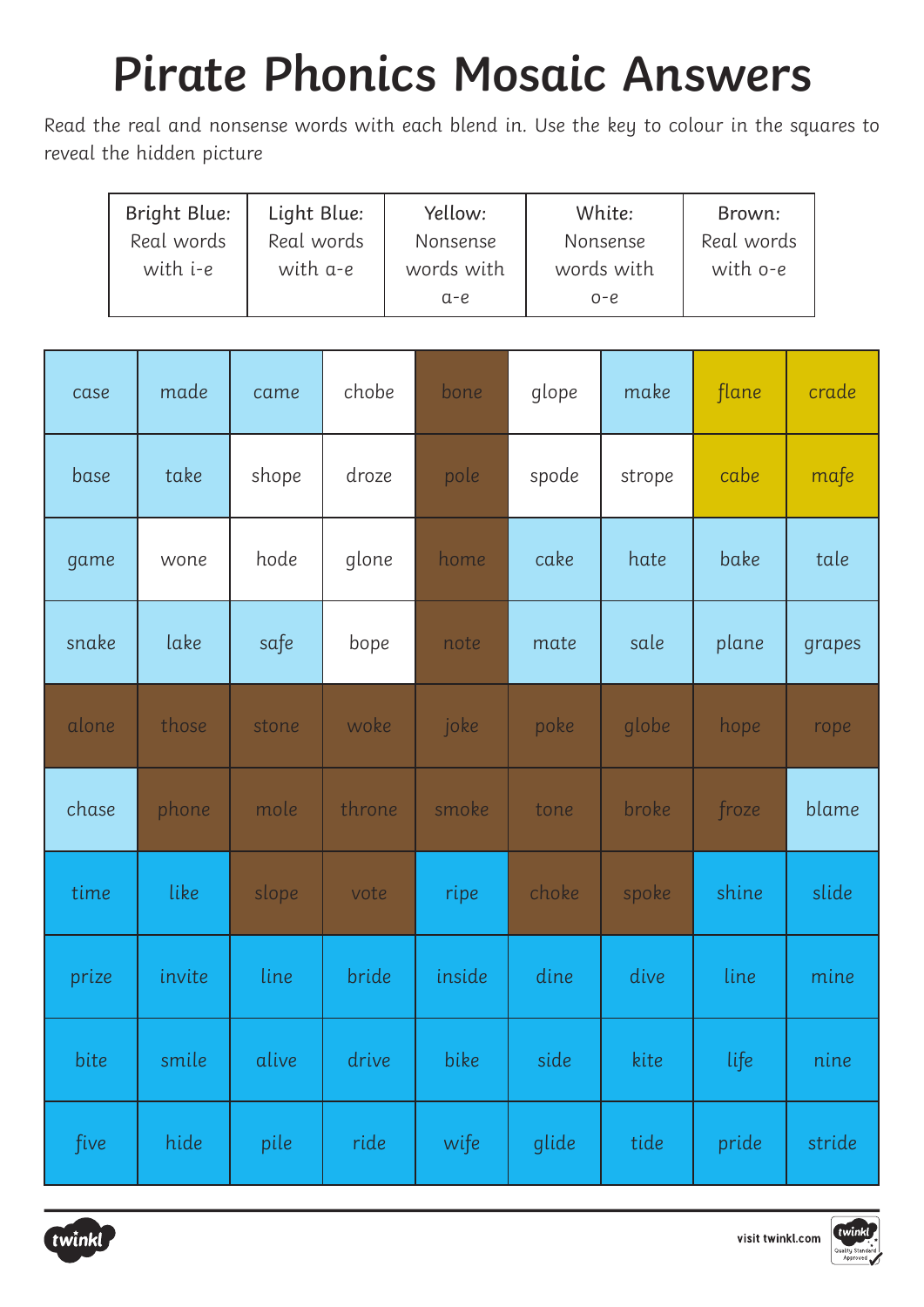# Pirate Phonics Mosaic Answers

Read the real and nonsense words with each blend in. Use the key to colour in the squares to reveal the hidden picture

| Bright Blue: Real words with i-e | Light Blue: Real words with a-e | Yellow: Nonsense words with a-e | White: Nonsense words with o-e | Brown: Real words with o-e |
|---|---|---|---|---|

| | | | | | | | | |
|---|---|---|---|---|---|---|---|---|
| case | made | came | chobe | bone | glope | make | flane | crade |
| base | take | shope | droze | pole | spode | strope | cabe | mafe |
| game | wone | hode | glone | home | cake | hate | bake | tale |
| snake | lake | safe | bope | note | mate | sale | plane | grapes |
| alone | those | stone | woke | joke | poke | globe | hope | rope |
| chase | phone | mole | throne | smoke | tone | broke | froze | blame |
| time | like | slope | vote | ripe | choke | spoke | shine | slide |
| prize | invite | line | bride | inside | dine | dive | line | mine |
| bite | smile | alive | drive | bike | side | kite | life | nine |
| five | hide | pile | ride | wife | glide | tide | pride | stride |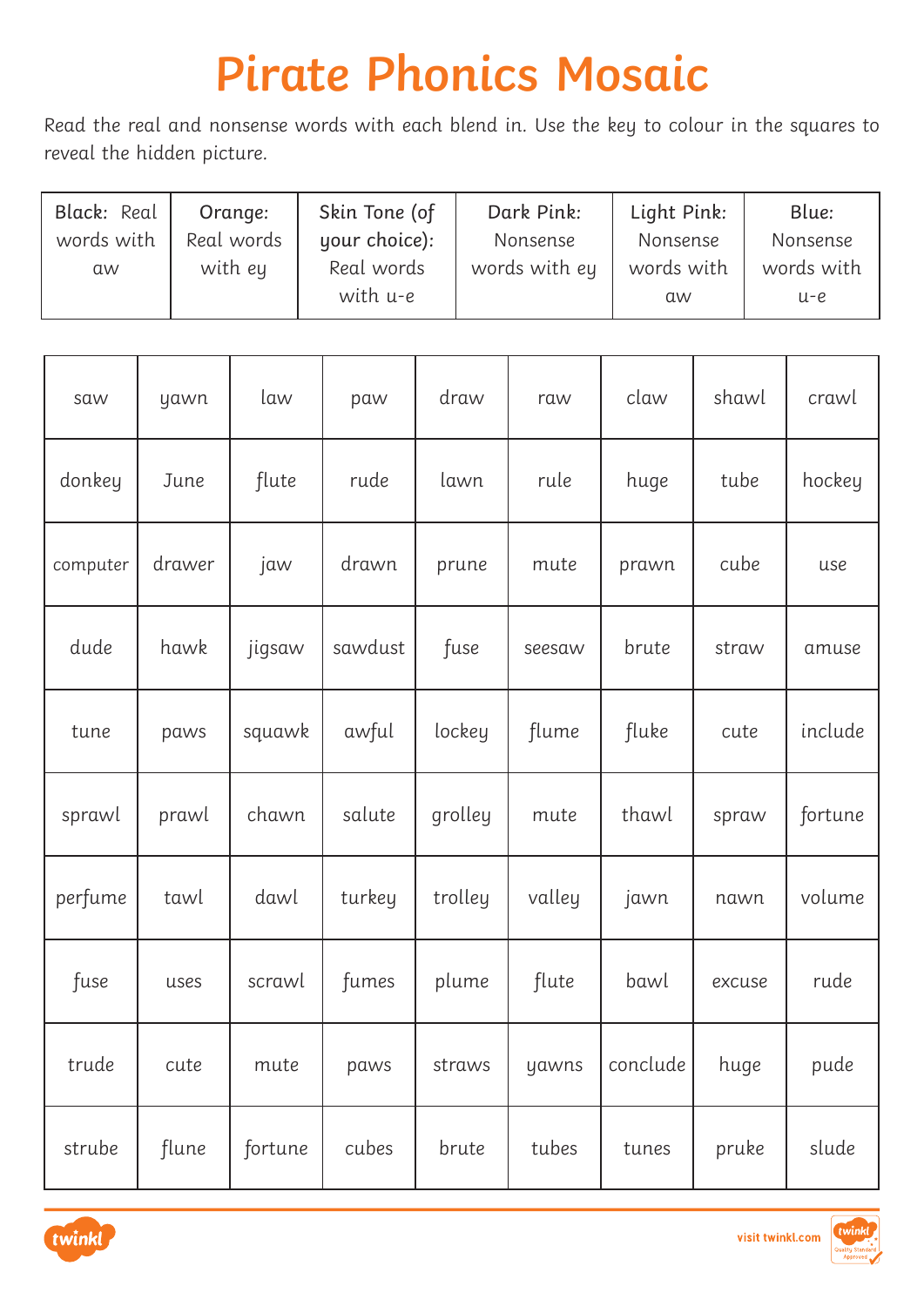# Pirate Phonics Mosaic

Read the real and nonsense words with each blend in. Use the key to colour in the squares to reveal the hidden picture.

| Black: Real words with aw | Orange: Real words with ey | Skin Tone (of your choice): Real words with u-e | Dark Pink: Nonsense words with ey | Light Pink: Nonsense words with aw | Blue: Nonsense words with u-e |
|---|---|---|---|---|---|

| | | | | | | | | |
|---|---|---|---|---|---|---|---|---|
| saw | yawn | law | paw | draw | raw | claw | shawl | crawl |
| donkey | June | flute | rude | lawn | rule | huge | tube | hockey |
| computer | drawer | jaw | drawn | prune | mute | prawn | cube | use |
| dude | hawk | jigsaw | sawdust | fuse | seesaw | brute | straw | amuse |
| tune | paws | squawk | awful | lockey | flume | fluke | cute | include |
| sprawl | prawl | chawn | salute | grolley | mute | thawl | spraw | fortune |
| perfume | tawl | dawl | turkey | trolley | valley | jawn | nawn | volume |
| fuse | uses | scrawl | fumes | plume | flute | bawl | excuse | rude |
| trude | cute | mute | paws | straws | yawns | conclude | huge | pude |
| strube | flune | fortune | cubes | brute | tubes | tunes | pruke | slude |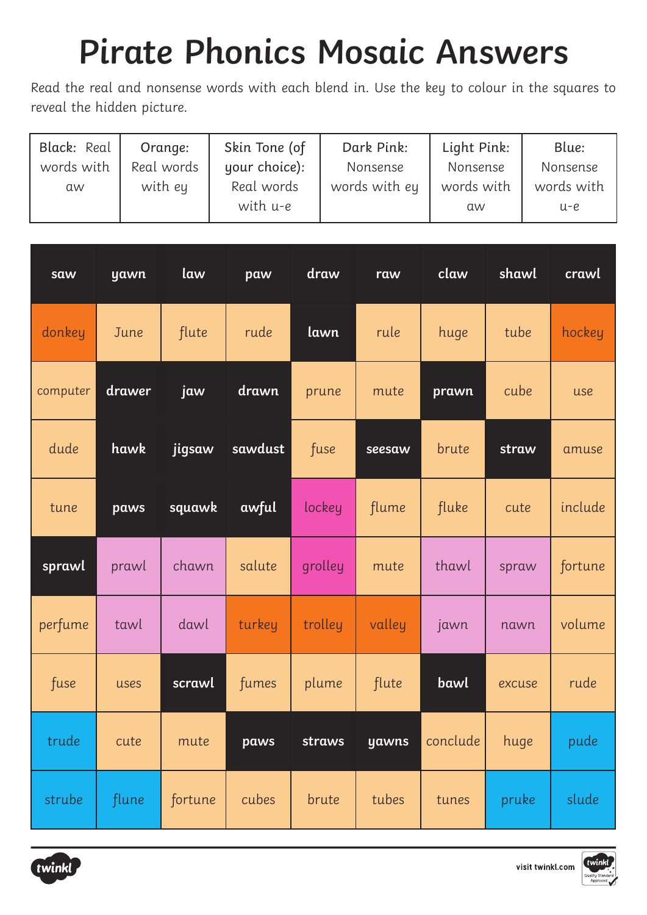# Pirate Phonics Mosaic Answers

Read the real and nonsense words with each blend in. Use the key to colour in the squares to reveal the hidden picture.

| Black: Real words with aw | Orange: Real words with ey | Skin Tone (of your choice): Real words with u-e | Dark Pink: Nonsense words with ey | Light Pink: Nonsense words with aw | Blue: Nonsense words with u-e |
|---|---|---|---|---|---|

| | | | | | | | | |
|---|---|---|---|---|---|---|---|---|
| saw | yawn | law | paw | draw | raw | claw | shawl | crawl |
| donkey | June | flute | rude | lawn | rule | huge | tube | hockey |
| computer | drawer | jaw | drawn | prune | mute | prawn | cube | use |
| dude | hawk | jigsaw | sawdust | fuse | seesaw | brute | straw | amuse |
| tune | paws | squawk | awful | lockey | flume | fluke | cute | include |
| sprawl | prawl | chawn | salute | grolley | mute | thawl | spraw | fortune |
| perfume | tawl | dawl | turkey | trolley | valley | jawn | nawn | volume |
| fuse | uses | scrawl | fumes | plume | flute | bawl | excuse | rude |
| trude | cute | mute | paws | straws | yawns | conclude | huge | pude |
| strube | flune | fortune | cubes | brute | tubes | tunes | pruke | slude |